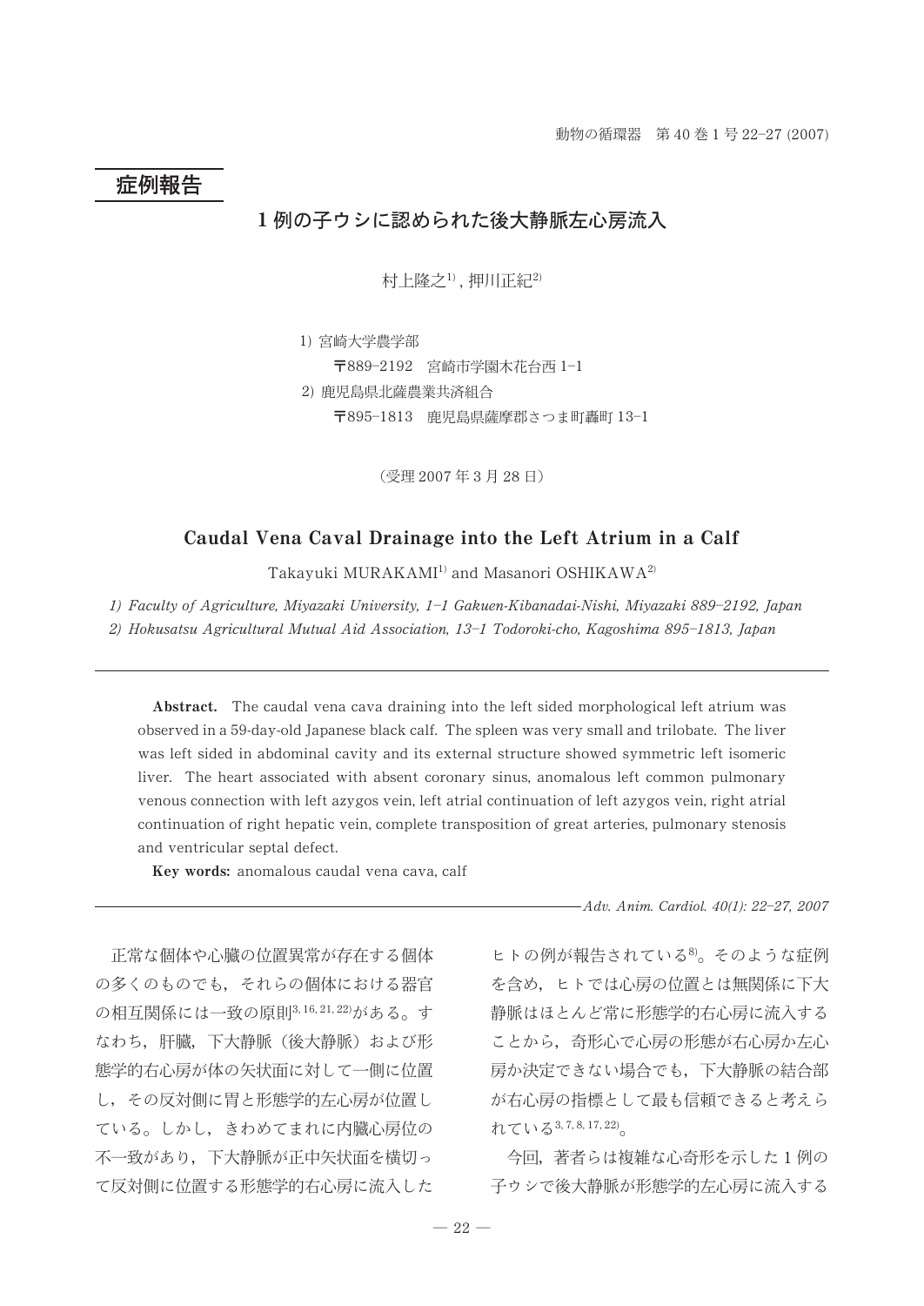## 症例報告

# 1例の子ウシに認められた後大静脈左心房流入

村上隆之[1)], 押川正紀[2)]

1) 宮崎大学農学部
〒889-2192 宮崎市学園木花台西 1-1

2) 鹿児島県北薩農業共済組合
〒895-1813 鹿児島県薩摩郡さつま町轟町 13-1

（受理 2007 年 3 月 28 日）

# Caudal Vena Caval Drainage into the Left Atrium in a Calf

Takayuki MURAKAMI[1)] and Masanori OSHIKAWA[2)]

*1) Faculty of Agriculture, Miyazaki University, 1-1 Gakuen-Kibanadai-Nishi, Miyazaki 889-2192, Japan*
*2) Hokusatsu Agricultural Mutual Aid Association, 13-1 Todoroki-cho, Kagoshima 895-1813, Japan*

**Abstract.** The caudal vena cava draining into the left sided morphological left atrium was observed in a 59-day-old Japanese black calf. The spleen was very small and trilobate. The liver was left sided in abdominal cavity and its external structure showed symmetric left isomeric liver. The heart associated with absent coronary sinus, anomalous left common pulmonary venous connection with left azygos vein, left atrial continuation of left azygos vein, right atrial continuation of right hepatic vein, complete transposition of great arteries, pulmonary stenosis and ventricular septal defect.

**Key words:** anomalous caudal vena cava, calf

正常な個体や心臓の位置異常が存在する個体の多くのものでも，それらの個体における器官の相互関係には一致の原則[3, 16, 21, 22]がある。すなわち，肝臓，下大静脈（後大静脈）および形態学的右心房が体の矢状面に対して一側に位置し，その反対側に胃と形態学的左心房が位置している。しかし，きわめてまれに内臓心房位の不一致があり，下大静脈が正中矢状面を横切って反対側に位置する形態学的右心房に流入したヒトの例が報告されている[8)]。そのような症例を含め，ヒトでは心房の位置とは無関係に下大静脈はほとんど常に形態学的右心房に流入することから，奇形心で心房の形態が右心房か左心房か決定できない場合でも，下大静脈の結合部が右心房の指標として最も信頼できると考えられている[3, 7, 8, 17, 22)]。

今回，著者らは複雑な心奇形を示した1例の子ウシで後大静脈が形態学的左心房に流入する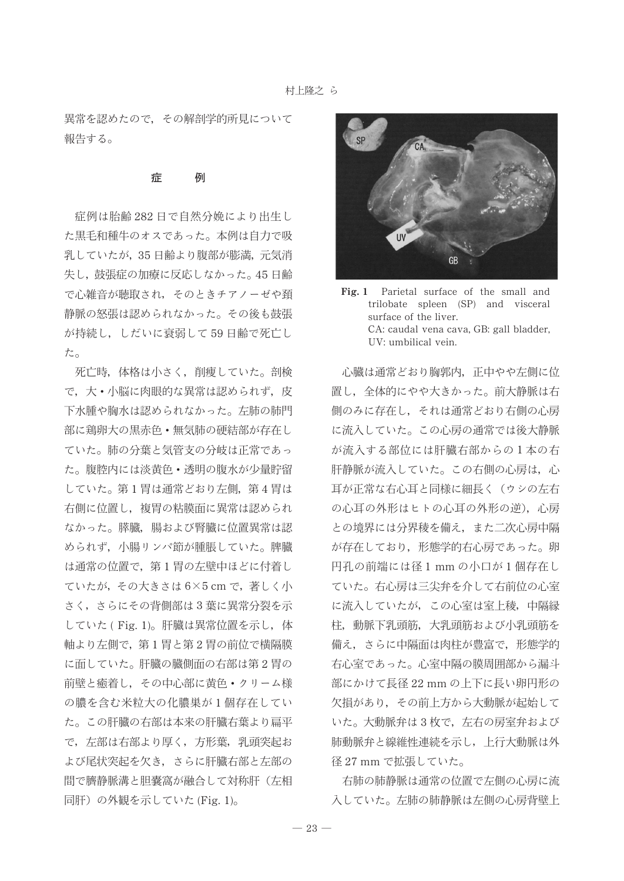異常を認めたので，その解剖学的所見について報告する。

## 症　　例

症例は胎齢 282 日で自然分娩により出生した黒毛和種牛のオスであった。本例は自力で吸乳していたが，35 日齢より腹部が膨満，元気消失し，鼓張症の加療に反応しなかった。45 日齢で心雑音が聴取され，そのときチアノーゼや頸静脈の怒張は認められなかった。その後も鼓張が持続し，しだいに衰弱して 59 日齢で死亡した。

死亡時，体格は小さく，削痩していた。剖検で，大・小脳に肉眼的な異常は認められず，皮下水腫や胸水は認められなかった。左肺の肺門部に鶏卵大の黒赤色・無気肺の硬結部が存在していた。肺の分葉と気管支の分岐は正常であった。腹腔内には淡黄色・透明の腹水が少量貯留していた。第 1 胃は通常どおり左側，第 4 胃は右側に位置し，複胃の粘膜面に異常は認められなかった。膵臓，腸および腎臓に位置異常は認められず，小腸リンパ節が腫脹していた。脾臓は通常の位置で，第 1 胃の左壁中ほどに付着していたが，その大きさは 6×5 cm で，著しく小さく，さらにその背側部は 3 葉に異常分裂を示していた ( Fig. 1)。肝臓は異常位置を示し，体軸より左側で，第 1 胃と第 2 胃の前位で横隔膜に面していた。肝臓の臓側面の右部は第 2 胃の前壁と癒着し，その中心部に黄色・クリーム様の膿を含む米粒大の化膿巣が 1 個存在していた。この肝臓の右部は本来の肝臓右葉より扁平で，左部は右部より厚く，方形葉，乳頭突起および尾状突起を欠き，さらに肝臓右部と左部の間で臍静脈溝と胆嚢窩が融合して対称肝（左相同肝）の外観を示していた (Fig. 1)。

**Fig. 1**　Parietal surface of the small and trilobate spleen (SP) and visceral surface of the liver.
CA: caudal vena cava, GB: gall bladder, UV: umbilical vein.

心臓は通常どおり胸郭内，正中やや左側に位置し，全体的にやや大きかった。前大静脈は右側のみに存在し，それは通常どおり右側の心房に流入していた。この心房の通常では後大静脈が流入する部位には肝臓右部からの 1 本の右肝静脈が流入していた。この右側の心房は，心耳が正常な右心耳と同様に細長く（ウシの左右の心耳の外形はヒトの心耳の外形の逆），心房との境界には分界稜を備え，また二次心房中隔が存在しており，形態学的右心房であった。卵円孔の前端には径 1 mm の小口が 1 個存在していた。右心房は三尖弁を介して右前位の心室に流入していたが，この心室は室上稜，中隔縁柱，動脈下乳頭筋，大乳頭筋および小乳頭筋を備え，さらに中隔面は肉柱が豊富で，形態学的右心室であった。心室中隔の膜周囲部から漏斗部にかけて長径 22 mm の上下に長い卵円形の欠損があり，その前上方から大動脈が起始していた。大動脈弁は 3 枚で，左右の房室弁および肺動脈弁と線維性連続を示し，上行大動脈は外径 27 mm で拡張していた。

右肺の肺静脈は通常の位置で左側の心房に流入していた。左肺の肺静脈は左側の心房背壁上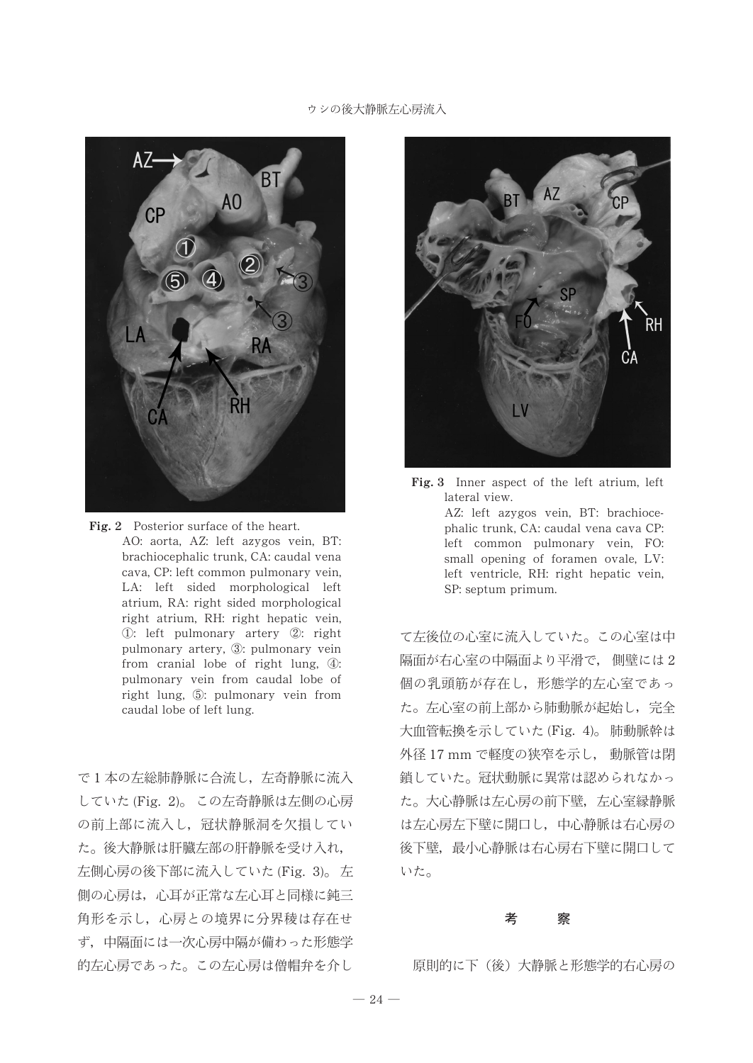**Fig. 2** Posterior surface of the heart.
AO: aorta, AZ: left azygos vein, BT: brachiocephalic trunk, CA: caudal vena cava, CP: left common pulmonary vein, LA: left sided morphological left atrium, RA: right sided morphological right atrium, RH: right hepatic vein, ①: left pulmonary artery ②: right pulmonary artery, ③: pulmonary vein from cranial lobe of right lung, ④: pulmonary vein from caudal lobe of right lung, ⑤: pulmonary vein from caudal lobe of left lung.

**Fig. 3** Inner aspect of the left atrium, left lateral view.
AZ: left azygos vein, BT: brachiocephalic trunk, CA: caudal vena cava CP: left common pulmonary vein, FO: small opening of foramen ovale, LV: left ventricle, RH: right hepatic vein, SP: septum primum.

で1本の左総肺静脈に合流し，左奇静脈に流入していた (Fig. 2)。この左奇静脈は左側の心房の前上部に流入し，冠状静脈洞を欠損していた。後大静脈は肝臓左部の肝静脈を受け入れ，左側心房の後下部に流入していた (Fig. 3)。左側の心房は，心耳が正常な左心耳と同様に鈍三角形を示し，心房との境界に分界稜は存在せず，中隔面には一次心房中隔が備わった形態学的左心房であった。この左心房は僧帽弁を介して左後位の心室に流入していた。この心室は中隔面が右心室の中隔面より平滑で，側壁には2個の乳頭筋が存在し，形態学的左心室であった。左心室の前上部から肺動脈が起始し，完全大血管転換を示していた (Fig. 4)。肺動脈幹は外径17 mmで軽度の狭窄を示し，動脈管は閉鎖していた。冠状動脈に異常は認められなかった。大心静脈は左心房の前下壁，左心室縁静脈は左心房左下壁に開口し，中心静脈は右心房の後下壁，最小心静脈は右心房右下壁に開口していた。

## 考　　察

原則的に下（後）大静脈と形態学的右心房の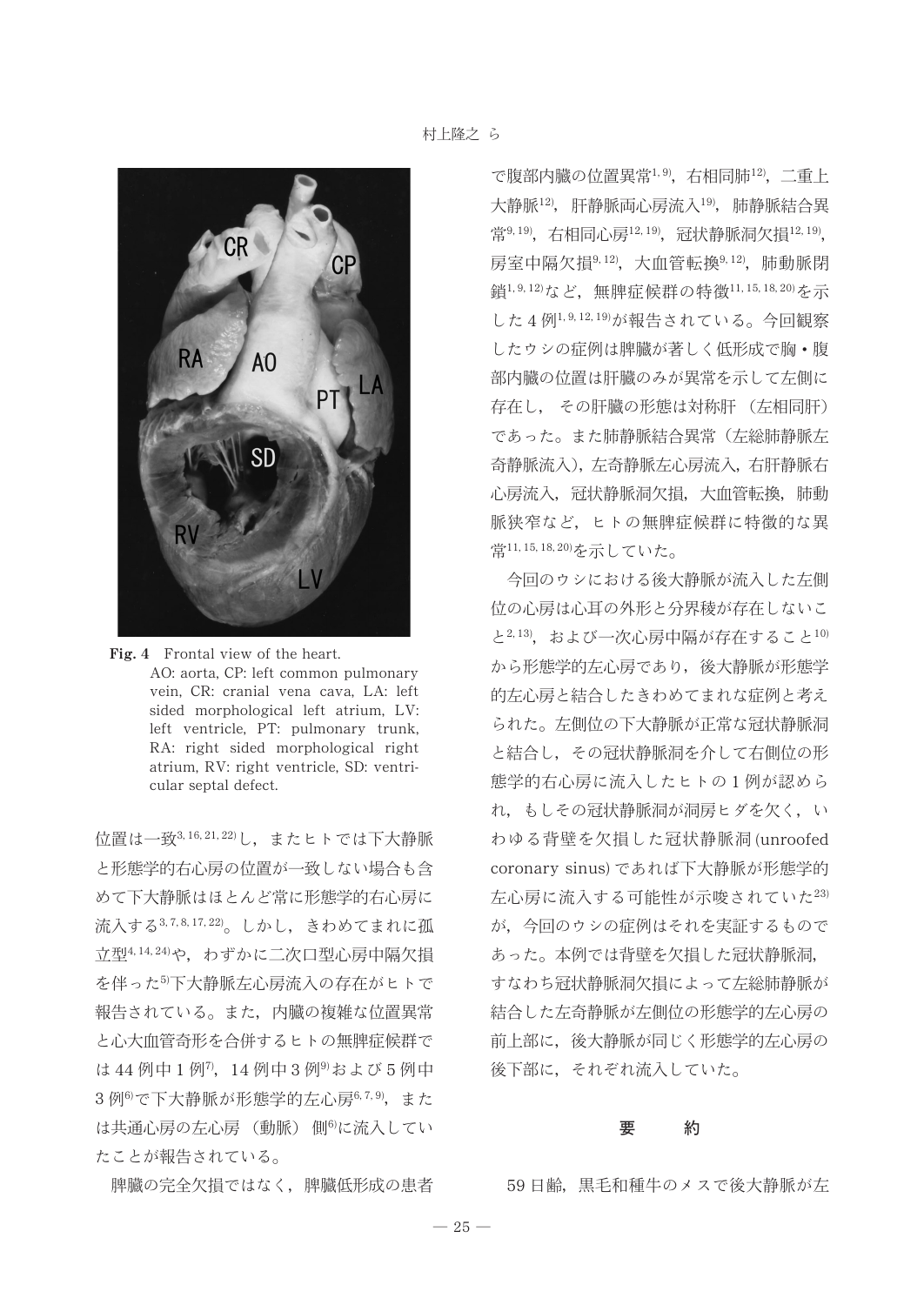Fig. 4 Frontal view of the heart.
AO: aorta, CP: left common pulmonary vein, CR: cranial vena cava, LA: left sided morphological left atrium, LV: left ventricle, PT: pulmonary trunk, RA: right sided morphological right atrium, RV: right ventricle, SD: ventricular septal defect.

位置は一致[3,16,21,22]し，またヒトでは下大静脈と形態学的右心房の位置が一致しない場合も含めて下大静脈はほとんど常に形態学的右心房に流入する[3,7,8,17,22]。しかし，きわめてまれに孤立型[4,14,24]や，わずかに二次口型心房中隔欠損を伴った[5]下大静脈左心房流入の存在がヒトで報告されている。また，内臓の複雑な位置異常と心大血管奇形を合併するヒトの無脾症候群では44例中1例[7]，14例中3例[9]および5例中3例[6]で下大静脈が形態学的左心房[6,7,9]，または共通心房の左心房（動脈）側[6]に流入していたことが報告されている。

脾臓の完全欠損ではなく，脾臓低形成の患者で腹部内臓の位置異常[1,9]，右相同肺[12]，二重上大静脈[12]，肝静脈両心房流入[19]，肺静脈結合異常[9,19]，右相同心房[12,19]，冠状静脈洞欠損[12,19]，房室中隔欠損[9,12]，大血管転換[9,12]，肺動脈閉鎖[1,9,12]など，無脾症候群の特徴[11,15,18,20]を示した4例[1,9,12,19]が報告されている。今回観察したウシの症例は脾臓が著しく低形成で胸・腹部内臓の位置は肝臓のみが異常を示して左側に存在し，その肝臓の形態は対称肝（左相同肝）であった。また肺静脈結合異常（左総肺静脈左奇静脈流入），左奇静脈左心房流入，右肝静脈右心房流入，冠状静脈洞欠損，大血管転換，肺動脈狭窄など，ヒトの無脾症候群に特徴的な異常[11,15,18,20]を示していた。

今回のウシにおける後大静脈が流入した左側位の心房は心耳の外形と分界稜が存在しないこと[2,13]，および一次心房中隔が存在すること[10]から形態学的左心房であり，後大静脈が形態学的左心房と結合したきわめてまれな症例と考えられた。左側位の下大静脈が正常な冠状静脈洞と結合し，その冠状静脈洞を介して右側位の形態学的右心房に流入したヒトの1例が認められ，もしその冠状静脈洞が洞房ヒダを欠く，いわゆる背壁を欠損した冠状静脈洞 (unroofed coronary sinus) であれば下大静脈が形態学的左心房に流入する可能性が示唆されていた[23]が，今回のウシの症例はそれを実証するものであった。本例では背壁を欠損した冠状静脈洞，すなわち冠状静脈洞欠損によって左総肺静脈が結合した左奇静脈が左側位の形態学的左心房の前上部に，後大静脈が同じく形態学的左心房の後下部に，それぞれ流入していた。

## 要　　約

59日齢，黒毛和種牛のメスで後大静脈が左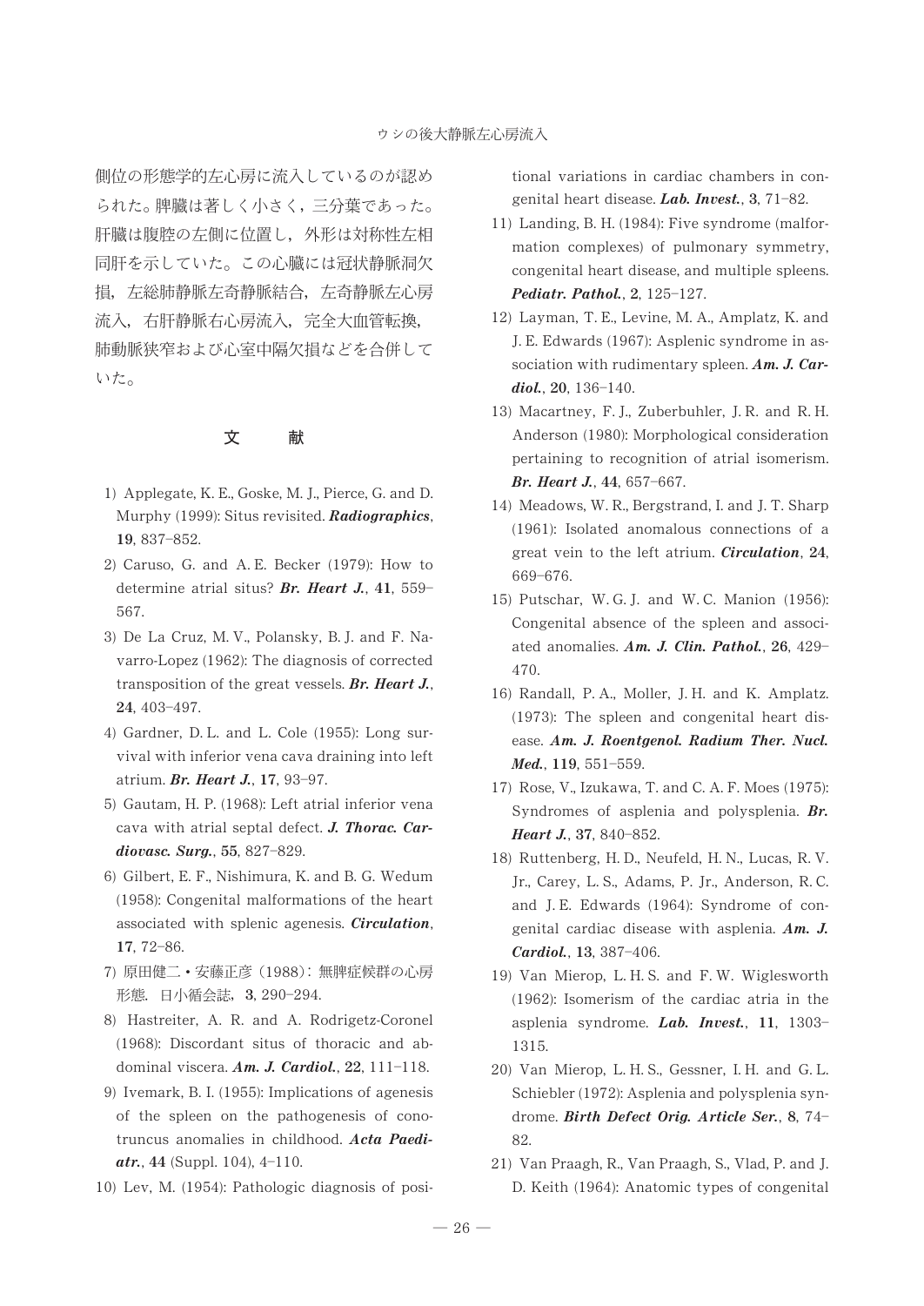側位の形態学的左心房に流入しているのが認められた。脾臓は著しく小さく，三分葉であった。肝臓は腹腔の左側に位置し，外形は対称性左相同肝を示していた。この心臓には冠状静脈洞欠損，左総肺静脈左奇静脈結合，左奇静脈左心房流入，右肝静脈右心房流入，完全大血管転換，肺動脈狭窄および心室中隔欠損などを合併していた。

## 文　　献

1) Applegate, K. E., Goske, M. J., Pierce, G. and D. Murphy (1999): Situs revisited. ***Radiographics***, **19**, 837–852.
2) Caruso, G. and A. E. Becker (1979): How to determine atrial situs? ***Br. Heart J.***, **41**, 559–567.
3) De La Cruz, M. V., Polansky, B. J. and F. Navarro-Lopez (1962): The diagnosis of corrected transposition of the great vessels. ***Br. Heart J.***, **24**, 403–497.
4) Gardner, D. L. and L. Cole (1955): Long survival with inferior vena cava draining into left atrium. ***Br. Heart J.***, **17**, 93–97.
5) Gautam, H. P. (1968): Left atrial inferior vena cava with atrial septal defect. ***J. Thorac. Cardiovasc. Surg.***, **55**, 827–829.
6) Gilbert, E. F., Nishimura, K. and B. G. Wedum (1958): Congenital malformations of the heart associated with splenic agenesis. ***Circulation***, **17**, 72–86.
7) 原田健二・安藤正彦（1988）：無脾症候群の心房形態．日小循会誌，**3**, 290–294.
8) Hastreiter, A. R. and A. Rodrigetz-Coronel (1968): Discordant situs of thoracic and abdominal viscera. ***Am. J. Cardiol.***, **22**, 111–118.
9) Ivemark, B. I. (1955): Implications of agenesis of the spleen on the pathogenesis of conotruncus anomalies in childhood. ***Acta Paediatr.***, **44** (Suppl. 104), 4–110.
10) Lev, M. (1954): Pathologic diagnosis of positional variations in cardiac chambers in congenital heart disease. ***Lab. Invest.***, **3**, 71–82.
11) Landing, B. H. (1984): Five syndrome (malformation complexes) of pulmonary symmetry, congenital heart disease, and multiple spleens. ***Pediatr. Pathol.***, **2**, 125–127.
12) Layman, T. E., Levine, M. A., Amplatz, K. and J. E. Edwards (1967): Asplenic syndrome in association with rudimentary spleen. ***Am. J. Cardiol.***, **20**, 136–140.
13) Macartney, F. J., Zuberbuhler, J. R. and R. H. Anderson (1980): Morphological consideration pertaining to recognition of atrial isomerism. ***Br. Heart J.***, **44**, 657–667.
14) Meadows, W. R., Bergstrand, I. and J. T. Sharp (1961): Isolated anomalous connections of a great vein to the left atrium. ***Circulation***, **24**, 669–676.
15) Putschar, W. G. J. and W. C. Manion (1956): Congenital absence of the spleen and associated anomalies. ***Am. J. Clin. Pathol.***, **26**, 429–470.
16) Randall, P. A., Moller, J. H. and K. Amplatz. (1973): The spleen and congenital heart disease. ***Am. J. Roentgenol. Radium Ther. Nucl. Med.***, **119**, 551–559.
17) Rose, V., Izukawa, T. and C. A. F. Moes (1975): Syndromes of asplenia and polysplenia. ***Br. Heart J.***, **37**, 840–852.
18) Ruttenberg, H. D., Neufeld, H. N., Lucas, R. V. Jr., Carey, L. S., Adams, P. Jr., Anderson, R. C. and J. E. Edwards (1964): Syndrome of congenital cardiac disease with asplenia. ***Am. J. Cardiol.***, **13**, 387–406.
19) Van Mierop, L. H. S. and F. W. Wiglesworth (1962): Isomerism of the cardiac atria in the asplenia syndrome. ***Lab. Invest.***, **11**, 1303–1315.
20) Van Mierop, L. H. S., Gessner, I. H. and G. L. Schiebler (1972): Asplenia and polysplenia syndrome. ***Birth Defect Orig. Article Ser.***, **8**, 74–82.
21) Van Praagh, R., Van Praagh, S., Vlad, P. and J. D. Keith (1964): Anatomic types of congenital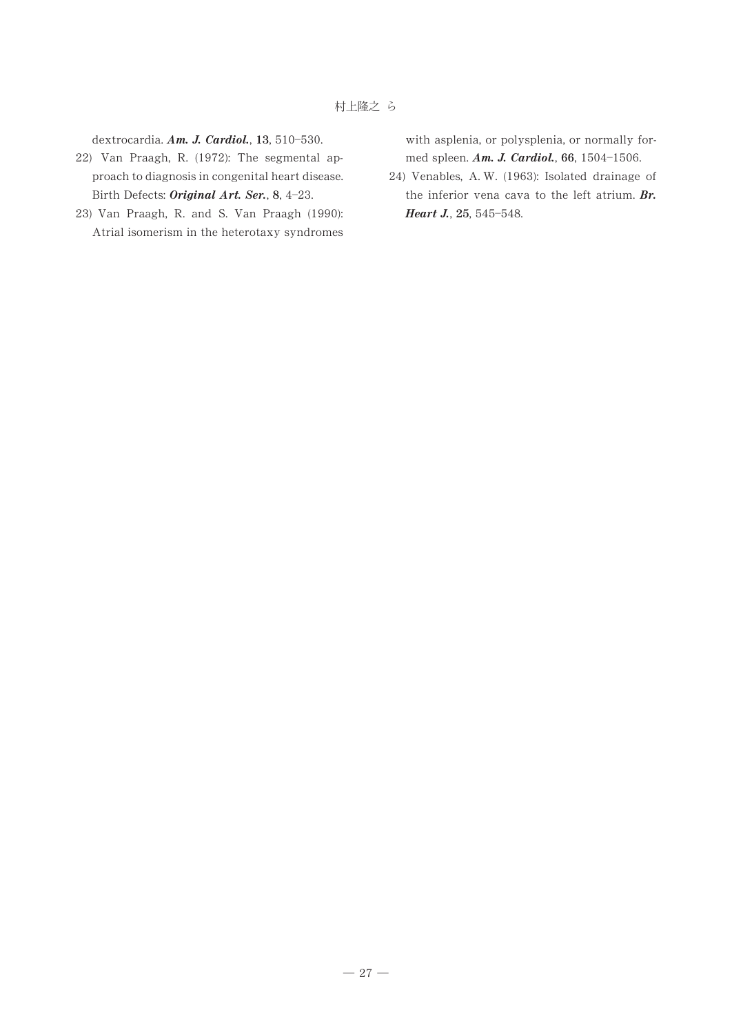dextrocardia. ***Am. J. Cardiol.***, **13**, 510–530.

22) Van Praagh, R. (1972): The segmental approach to diagnosis in congenital heart disease. Birth Defects: ***Original Art. Ser.***, **8**, 4–23.

23) Van Praagh, R. and S. Van Praagh (1990): Atrial isomerism in the heterotaxy syndromes with asplenia, or polysplenia, or normally formed spleen. ***Am. J. Cardiol.***, **66**, 1504–1506.

24) Venables, A. W. (1963): Isolated drainage of the inferior vena cava to the left atrium. ***Br. Heart J.***, **25**, 545–548.